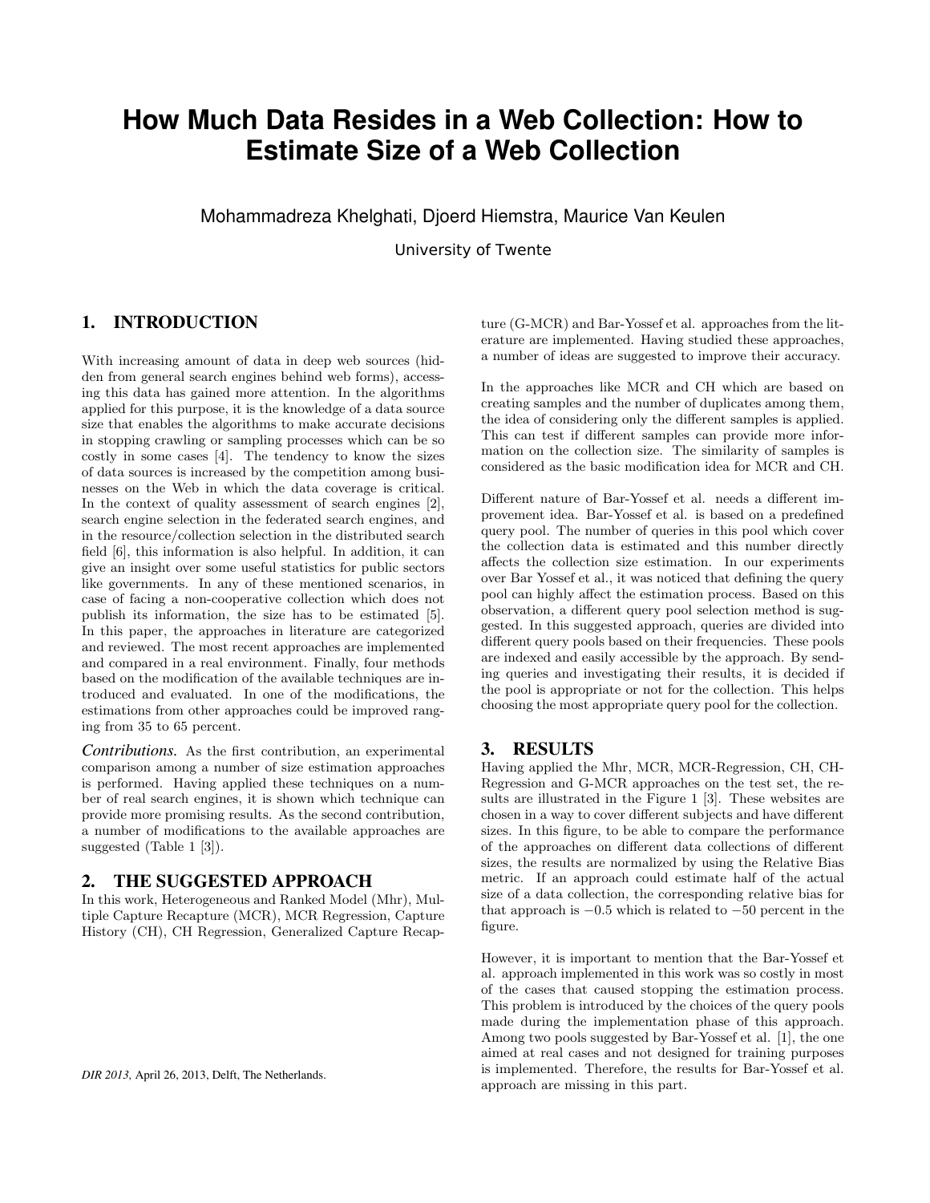# How Much Data Resides in a Web Collection: How to Estimate Size of a Web Collection

Mohammadreza Khelghati, Djoerd Hiemstra, Maurice Van Keulen

University of Twente

## 1. INTRODUCTION

With increasing amount of data in deep web sources (hidden from general search engines behind web forms), accessing this data has gained more attention. In the algorithms applied for this purpose, it is the knowledge of a data source size that enables the algorithms to make accurate decisions in stopping crawling or sampling processes which can be so costly in some cases [4]. The tendency to know the sizes of data sources is increased by the competition among businesses on the Web in which the data coverage is critical. In the context of quality assessment of search engines [2], search engine selection in the federated search engines, and in the resource/collection selection in the distributed search field [6], this information is also helpful. In addition, it can give an insight over some useful statistics for public sectors like governments. In any of these mentioned scenarios, in case of facing a non-cooperative collection which does not publish its information, the size has to be estimated [5]. In this paper, the approaches in literature are categorized and reviewed. The most recent approaches are implemented and compared in a real environment. Finally, four methods based on the modification of the available techniques are introduced and evaluated. In one of the modifications, the estimations from other approaches could be improved ranging from 35 to 65 percent.

***Contributions.*** As the first contribution, an experimental comparison among a number of size estimation approaches is performed. Having applied these techniques on a number of real search engines, it is shown which technique can provide more promising results. As the second contribution, a number of modifications to the available approaches are suggested (Table 1 [3]).

## 2. THE SUGGESTED APPROACH

In this work, Heterogeneous and Ranked Model (Mhr), Multiple Capture Recapture (MCR), MCR Regression, Capture History (CH), CH Regression, Generalized Capture Recapture (G-MCR) and Bar-Yossef et al. approaches from the literature are implemented. Having studied these approaches, a number of ideas are suggested to improve their accuracy.

In the approaches like MCR and CH which are based on creating samples and the number of duplicates among them, the idea of considering only the different samples is applied. This can test if different samples can provide more information on the collection size. The similarity of samples is considered as the basic modification idea for MCR and CH.

Different nature of Bar-Yossef et al. needs a different improvement idea. Bar-Yossef et al. is based on a predefined query pool. The number of queries in this pool which cover the collection data is estimated and this number directly affects the collection size estimation. In our experiments over Bar Yossef et al., it was noticed that defining the query pool can highly affect the estimation process. Based on this observation, a different query pool selection method is suggested. In this suggested approach, queries are divided into different query pools based on their frequencies. These pools are indexed and easily accessible by the approach. By sending queries and investigating their results, it is decided if the pool is appropriate or not for the collection. This helps choosing the most appropriate query pool for the collection.

## 3. RESULTS

Having applied the Mhr, MCR, MCR-Regression, CH, CH-Regression and G-MCR approaches on the test set, the results are illustrated in the Figure 1 [3]. These websites are chosen in a way to cover different subjects and have different sizes. In this figure, to be able to compare the performance of the approaches on different data collections of different sizes, the results are normalized by using the Relative Bias metric. If an approach could estimate half of the actual size of a data collection, the corresponding relative bias for that approach is $-0.5$ which is related to $-50$ percent in the figure.

However, it is important to mention that the Bar-Yossef et al. approach implemented in this work was so costly in most of the cases that caused stopping the estimation process. This problem is introduced by the choices of the query pools made during the implementation phase of this approach. Among two pools suggested by Bar-Yossef et al. [1], the one aimed at real cases and not designed for training purposes is implemented. Therefore, the results for Bar-Yossef et al. approach are missing in this part.

*DIR 2013,* April 26, 2013, Delft, The Netherlands.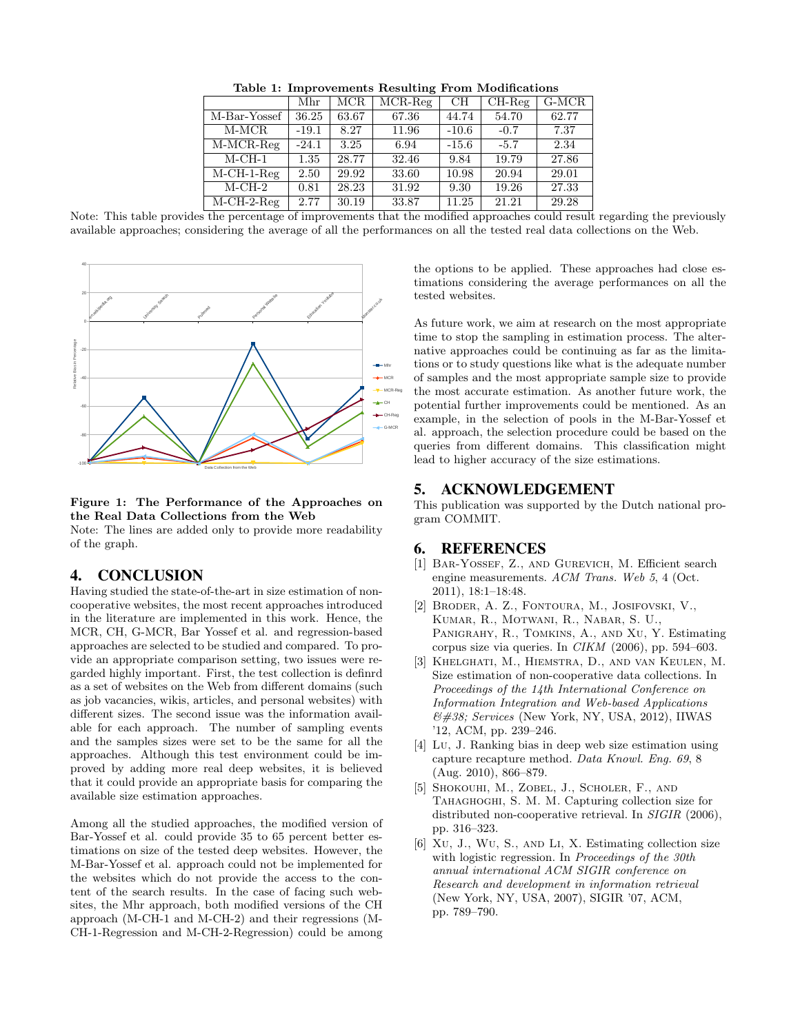**Table 1: Improvements Resulting From Modifications**

| | Mhr | MCR | MCR-Reg | CH | CH-Reg | G-MCR |
|---|---|---|---|---|---|---|
| M-Bar-Yossef | 36.25 | 63.67 | 67.36 | 44.74 | 54.70 | 62.77 |
| M-MCR | -19.1 | 8.27 | 11.96 | -10.6 | -0.7 | 7.37 |
| M-MCR-Reg | -24.1 | 3.25 | 6.94 | -15.6 | -5.7 | 2.34 |
| M-CH-1 | 1.35 | 28.77 | 32.46 | 9.84 | 19.79 | 27.86 |
| M-CH-1-Reg | 2.50 | 29.92 | 33.60 | 10.98 | 20.94 | 29.01 |
| M-CH-2 | 0.81 | 28.23 | 31.92 | 9.30 | 19.26 | 27.33 |
| M-CH-2-Reg | 2.77 | 30.19 | 33.87 | 11.25 | 21.21 | 29.28 |

Note: This table provides the percentage of improvements that the modified approaches could result regarding the previously available approaches; considering the average of all the performances on all the tested real data collections on the Web.

40
20
0
-20
-40
-60
-80
-100

Relative Bias in Percentage

Data Collection from the Web

en.wikipedia.org
University Search
Pubmed
Personal Website
Education Youtube
Monster.co.uk

Mhr
MCR
MCR-Reg
CH
CH-Reg
G-MCR

**Figure 1: The Performance of the Approaches on the Real Data Collections from the Web**

Note: The lines are added only to provide more readability of the graph.

## 4. CONCLUSION

Having studied the state-of-the-art in size estimation of non-cooperative websites, the most recent approaches introduced in the literature are implemented in this work. Hence, the MCR, CH, G-MCR, Bar Yossef et al. and regression-based approaches are selected to be studied and compared. To provide an appropriate comparison setting, two issues were regarded highly important. First, the test collection is definrd as a set of websites on the Web from different domains (such as job vacancies, wikis, articles, and personal websites) with different sizes. The second issue was the information available for each approach. The number of sampling events and the samples sizes were set to be the same for all the approaches. Although this test environment could be improved by adding more real deep websites, it is believed that it could provide an appropriate basis for comparing the available size estimation approaches.

Among all the studied approaches, the modified version of Bar-Yossef et al. could provide 35 to 65 percent better estimations on size of the tested deep websites. However, the M-Bar-Yossef et al. approach could not be implemented for the websites which do not provide the access to the content of the search results. In the case of facing such websites, the Mhr approach, both modified versions of the CH approach (M-CH-1 and M-CH-2) and their regressions (M-CH-1-Regression and M-CH-2-Regression) could be among the options to be applied. These approaches had close estimations considering the average performances on all the tested websites.

As future work, we aim at research on the most appropriate time to stop the sampling in estimation process. The alternative approaches could be continuing as far as the limitations or to study questions like what is the adequate number of samples and the most appropriate sample size to provide the most accurate estimation. As another future work, the potential further improvements could be mentioned. As an example, in the selection of pools in the M-Bar-Yossef et al. approach, the selection procedure could be based on the queries from different domains. This classification might lead to higher accuracy of the size estimations.

## 5. ACKNOWLEDGEMENT

This publication was supported by the Dutch national program COMMIT.

## 6. REFERENCES

[1] Bar-Yossef, Z., and Gurevich, M. Efficient search engine measurements. *ACM Trans. Web 5*, 4 (Oct. 2011), 18:1–18:48.

[2] Broder, A. Z., Fontoura, M., Josifovski, V., Kumar, R., Motwani, R., Nabar, S. U., Panigrahy, R., Tomkins, A., and Xu, Y. Estimating corpus size via queries. In *CIKM* (2006), pp. 594–603.

[3] Khelghati, M., Hiemstra, D., and van Keulen, M. Size estimation of non-cooperative data collections. In *Proceedings of the 14th International Conference on Information Integration and Web-based Applications &#38; Services* (New York, NY, USA, 2012), IIWAS '12, ACM, pp. 239–246.

[4] Lu, J. Ranking bias in deep web size estimation using capture recapture method. *Data Knowl. Eng. 69*, 8 (Aug. 2010), 866–879.

[5] Shokouhi, M., Zobel, J., Scholer, F., and Tahaghoghi, S. M. M. Capturing collection size for distributed non-cooperative retrieval. In *SIGIR* (2006), pp. 316–323.

[6] Xu, J., Wu, S., and Li, X. Estimating collection size with logistic regression. In *Proceedings of the 30th annual international ACM SIGIR conference on Research and development in information retrieval* (New York, NY, USA, 2007), SIGIR '07, ACM, pp. 789–790.